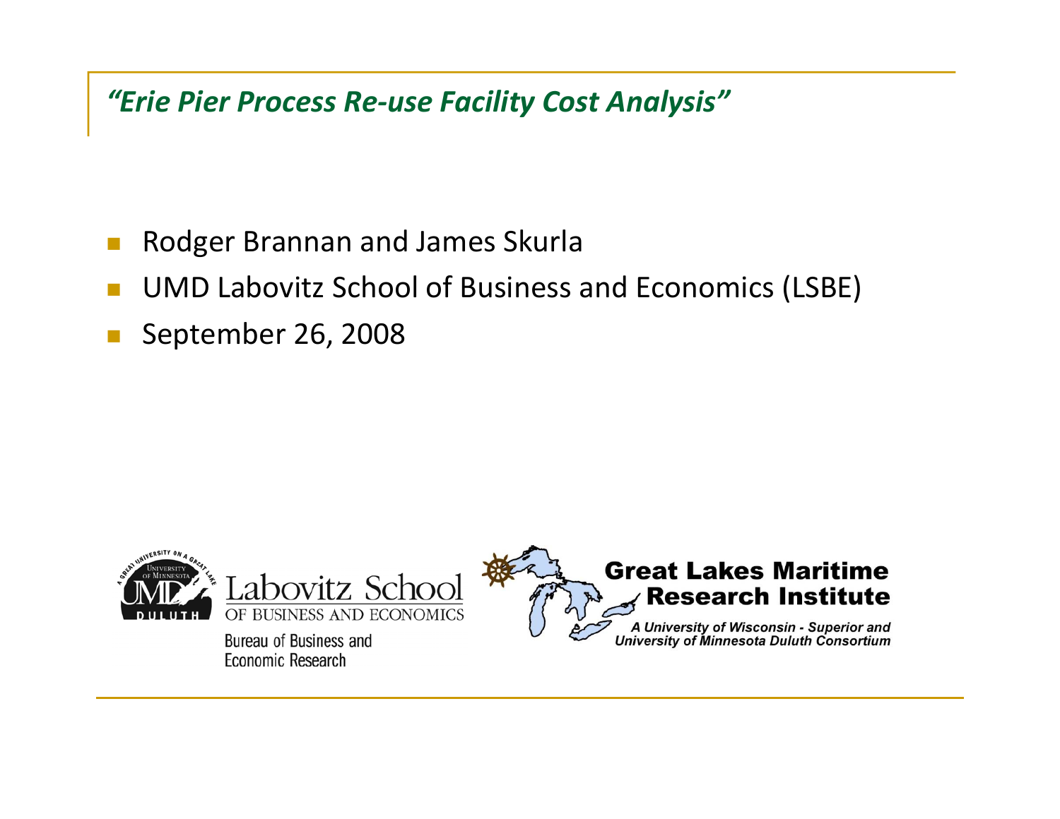# *"Erie Pier Process Re-use Facility Cost Analysis"*

- Rodger Brannan and James Skurla
- UMD Labovitz School of Business and Economics (LSBE)
- September 26, 2008

Labovitz School of Business and Economics

Bureau of Business and Economic Research

Great Lakes Maritime Research Institute

A University of Wisconsin - Superior and University of Minnesota Duluth Consortium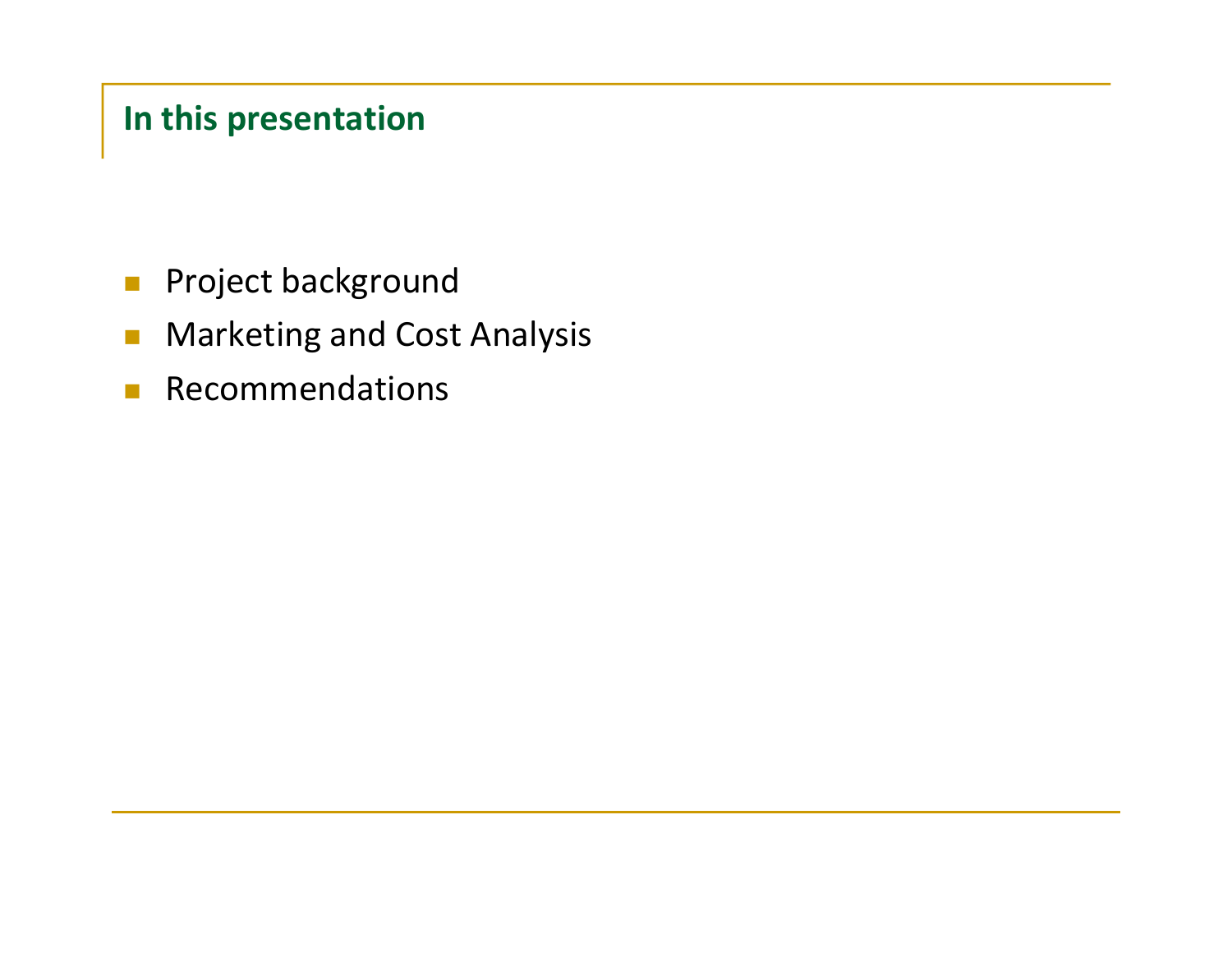## In this presentation

- Project background
- Marketing and Cost Analysis
- Recommendations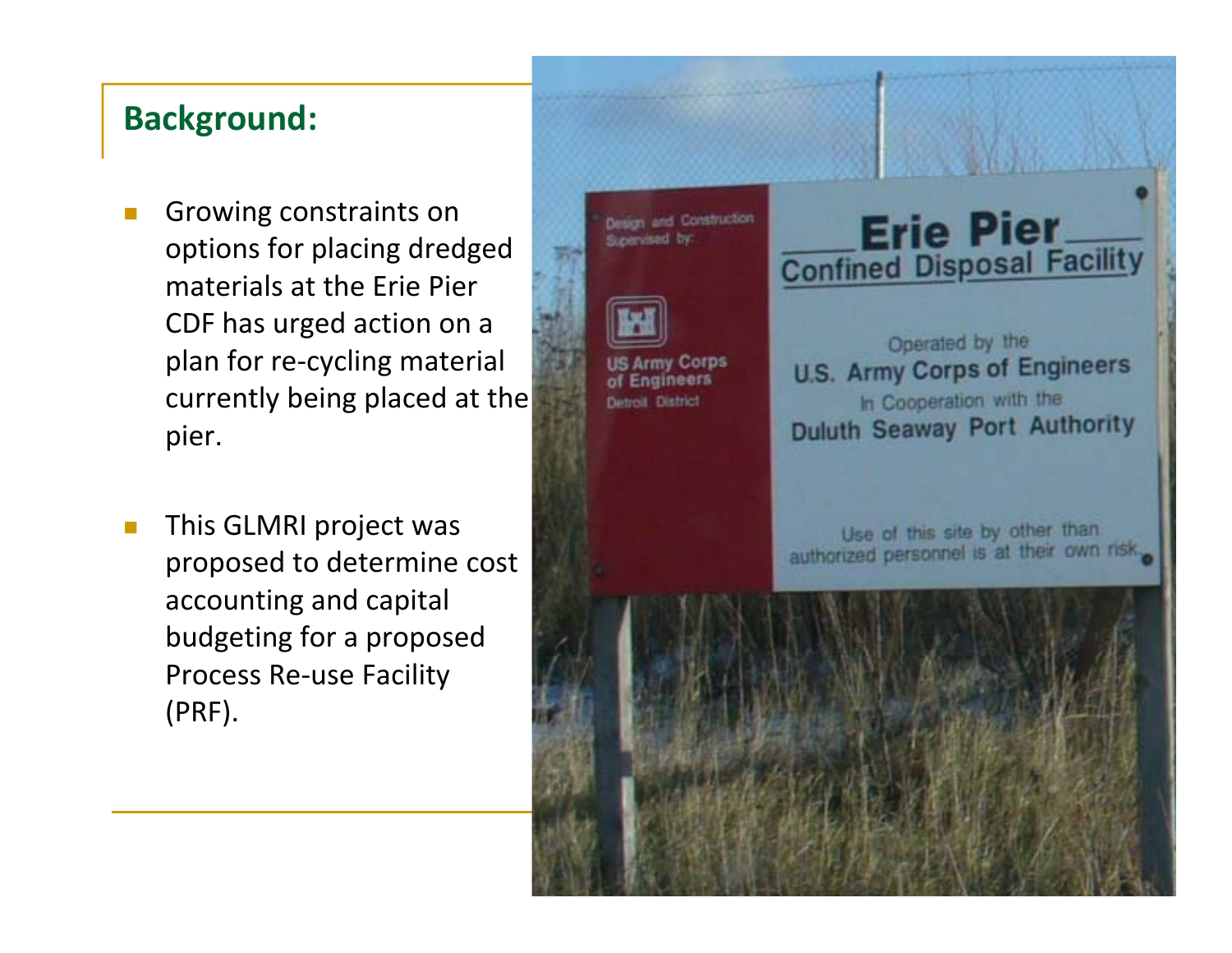## Background:

- Growing constraints on options for placing dredged materials at the Erie Pier CDF has urged action on a plan for re-cycling material currently being placed at the pier.
- This GLMRI project was proposed to determine cost accounting and capital budgeting for a proposed Process Re-use Facility (PRF).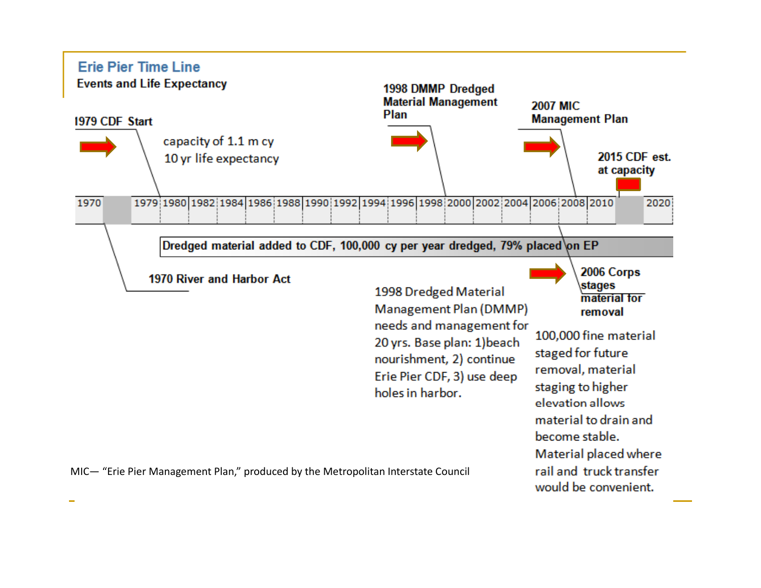## Erie Pier Time Line

**Events and Life Expectancy**

**1979 CDF Start**

capacity of 1.1 m cy
10 yr life expectancy

**1998 DMMP Dredged Material Management Plan**

**2007 MIC Management Plan**

**2015 CDF est. at capacity**

| 1970 | | 1979 | 1980 | 1982 | 1984 | 1986 | 1988 | 1990 | 1992 | 1994 | 1996 | 1998 | 2000 | 2002 | 2004 | 2006 | 2008 | 2010 | | 2020 |
|---|---|---|---|---|---|---|---|---|---|---|---|---|---|---|---|---|---|---|---|---|

**Dredged material added to CDF, 100,000 cy per year dredged, 79% placed on EP**

**1970 River and Harbor Act**

1998 Dredged Material Management Plan (DMMP) needs and management for 20 yrs. Base plan: 1)beach nourishment, 2) continue Erie Pier CDF, 3) use deep holes in harbor.

**2006 Corps stages material for removal**

100,000 fine material staged for future removal, material staging to higher elevation allows material to drain and become stable. Material placed where rail and truck transfer would be convenient.

MIC— "Erie Pier Management Plan," produced by the Metropolitan Interstate Council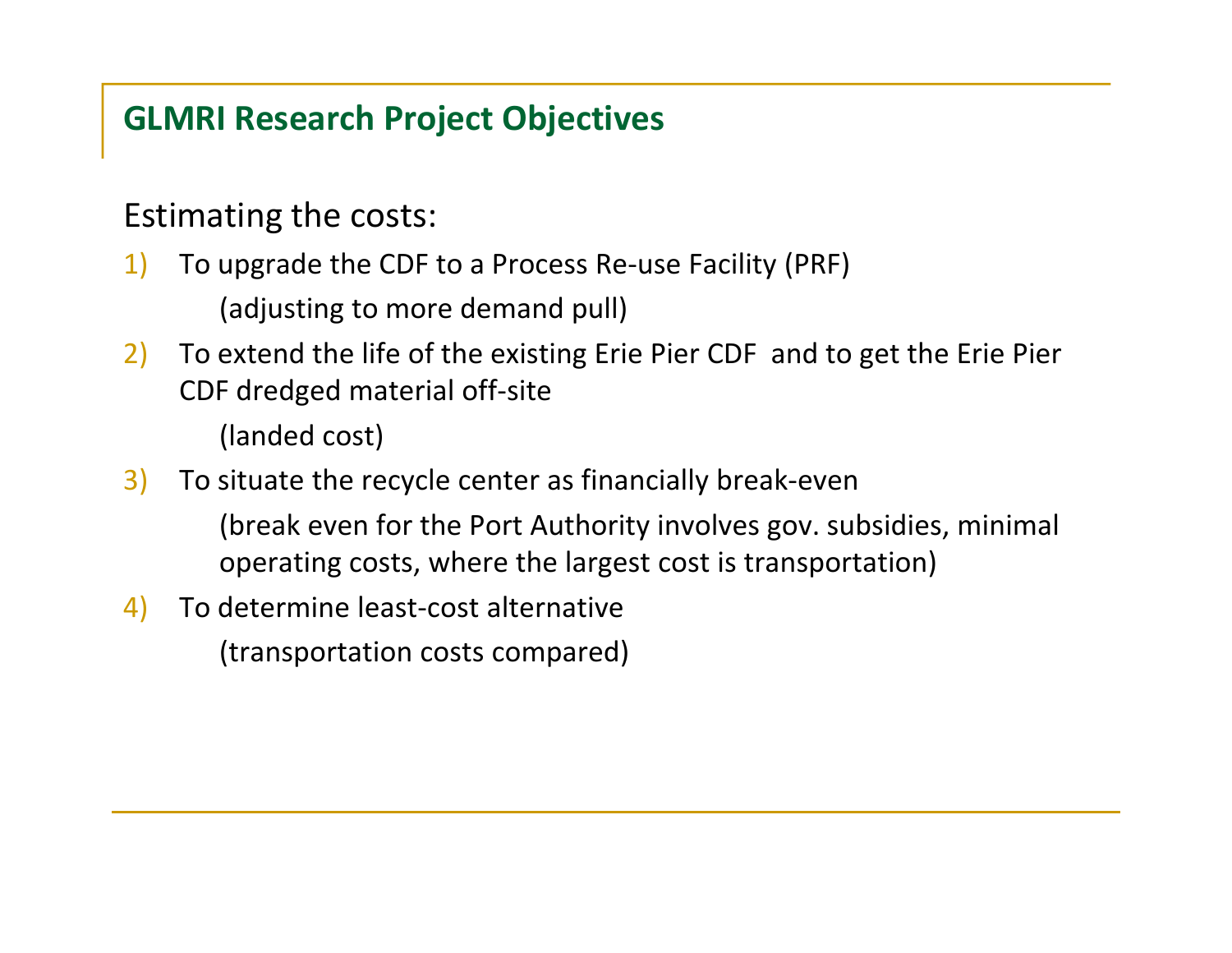## GLMRI Research Project Objectives

Estimating the costs:

1) To upgrade the CDF to a Process Re-use Facility (PRF)

   (adjusting to more demand pull)

2) To extend the life of the existing Erie Pier CDF and to get the Erie Pier CDF dredged material off-site

   (landed cost)

3) To situate the recycle center as financially break-even

   (break even for the Port Authority involves gov. subsidies, minimal operating costs, where the largest cost is transportation)

4) To determine least-cost alternative

   (transportation costs compared)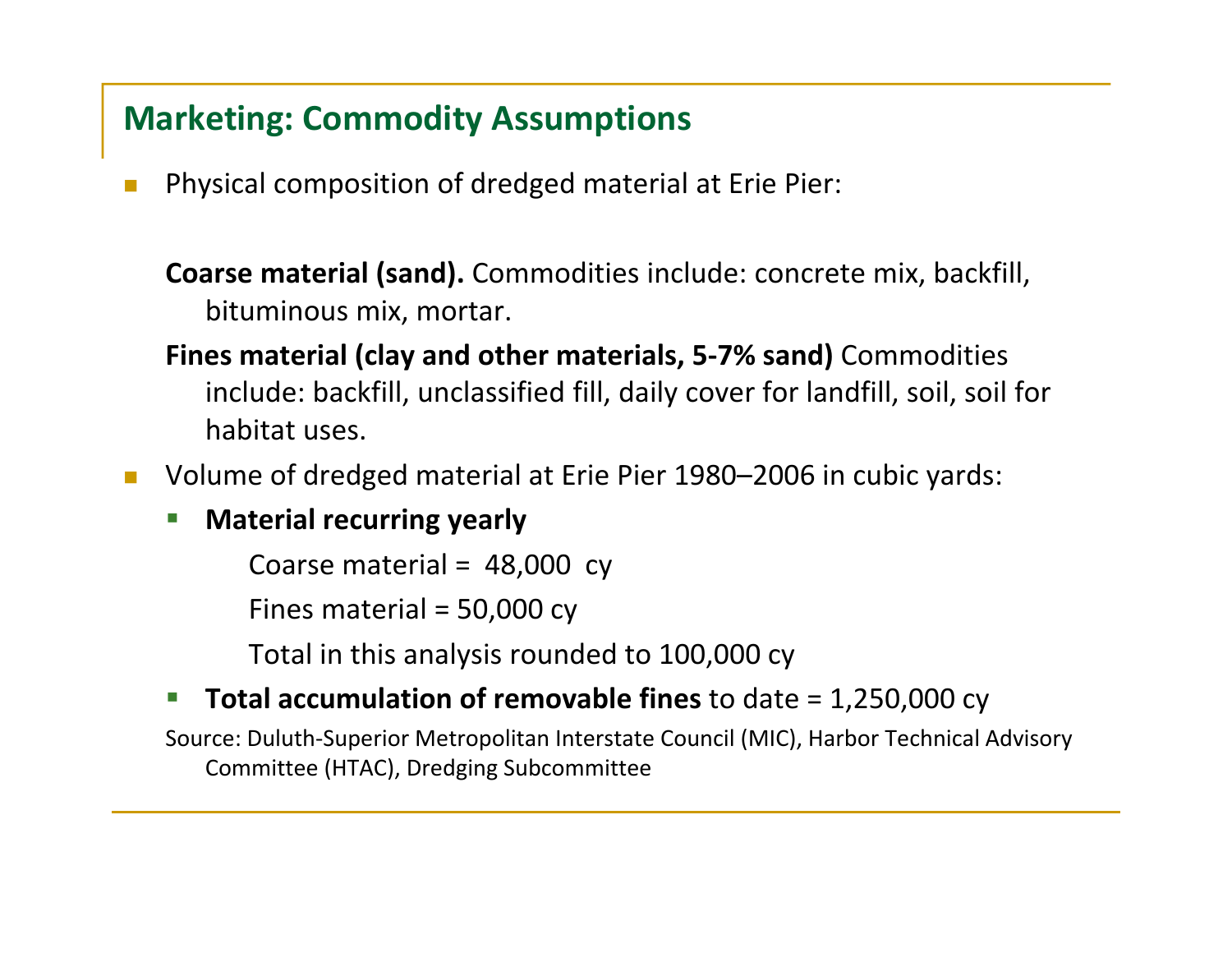## Marketing: Commodity Assumptions

- Physical composition of dredged material at Erie Pier:

  **Coarse material (sand).** Commodities include: concrete mix, backfill, bituminous mix, mortar.

  **Fines material (clay and other materials, 5-7% sand)** Commodities include: backfill, unclassified fill, daily cover for landfill, soil, soil for habitat uses.

- Volume of dredged material at Erie Pier 1980–2006 in cubic yards:
  - **Material recurring yearly**

    Coarse material = 48,000 cy

    Fines material = 50,000 cy

    Total in this analysis rounded to 100,000 cy

  - **Total accumulation of removable fines** to date = 1,250,000 cy

Source: Duluth-Superior Metropolitan Interstate Council (MIC), Harbor Technical Advisory Committee (HTAC), Dredging Subcommittee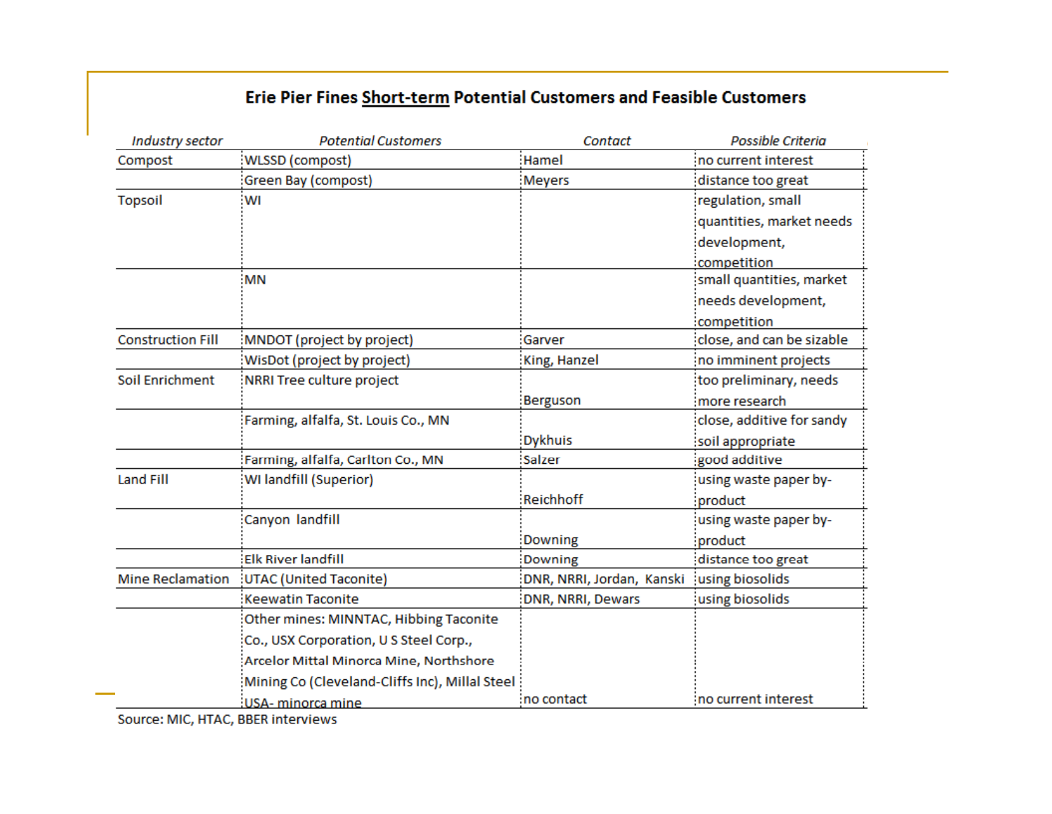## Erie Pier Fines **<u>Short-term</u>** Potential Customers and Feasible Customers

| *Industry sector* | *Potential Customers* | *Contact* | *Possible Criteria* |
|---|---|---|---|
| Compost | WLSSD (compost) | Hamel | no current interest |
| | Green Bay (compost) | Meyers | distance too great |
| Topsoil | WI | | regulation, small quantities, market needs development, competition |
| | MN | | small quantities, market needs development, competition |
| Construction Fill | MNDOT (project by project) | Garver | close, and can be sizable |
| | WisDot (project by project) | King, Hanzel | no imminent projects |
| Soil Enrichment | NRRI Tree culture project | Berguson | too preliminary, needs more research |
| | Farming, alfalfa, St. Louis Co., MN | Dykhuis | close, additive for sandy soil appropriate |
| | Farming, alfalfa, Carlton Co., MN | Salzer | good additive |
| Land Fill | WI landfill (Superior) | Reichhoff | using waste paper by-product |
| | Canyon landfill | Downing | using waste paper by-product |
| | Elk River landfill | Downing | distance too great |
| Mine Reclamation | UTAC (United Taconite) | DNR, NRRI, Jordan, Kanski | using biosolids |
| | Keewatin Taconite | DNR, NRRI, Dewars | using biosolids |
| | Other mines: MINNTAC, Hibbing Taconite Co., USX Corporation, U S Steel Corp., Arcelor Mittal Minorca Mine, Northshore Mining Co (Cleveland-Cliffs Inc), Millal Steel USA- minorca mine | no contact | no current interest |

Source: MIC, HTAC, BBER interviews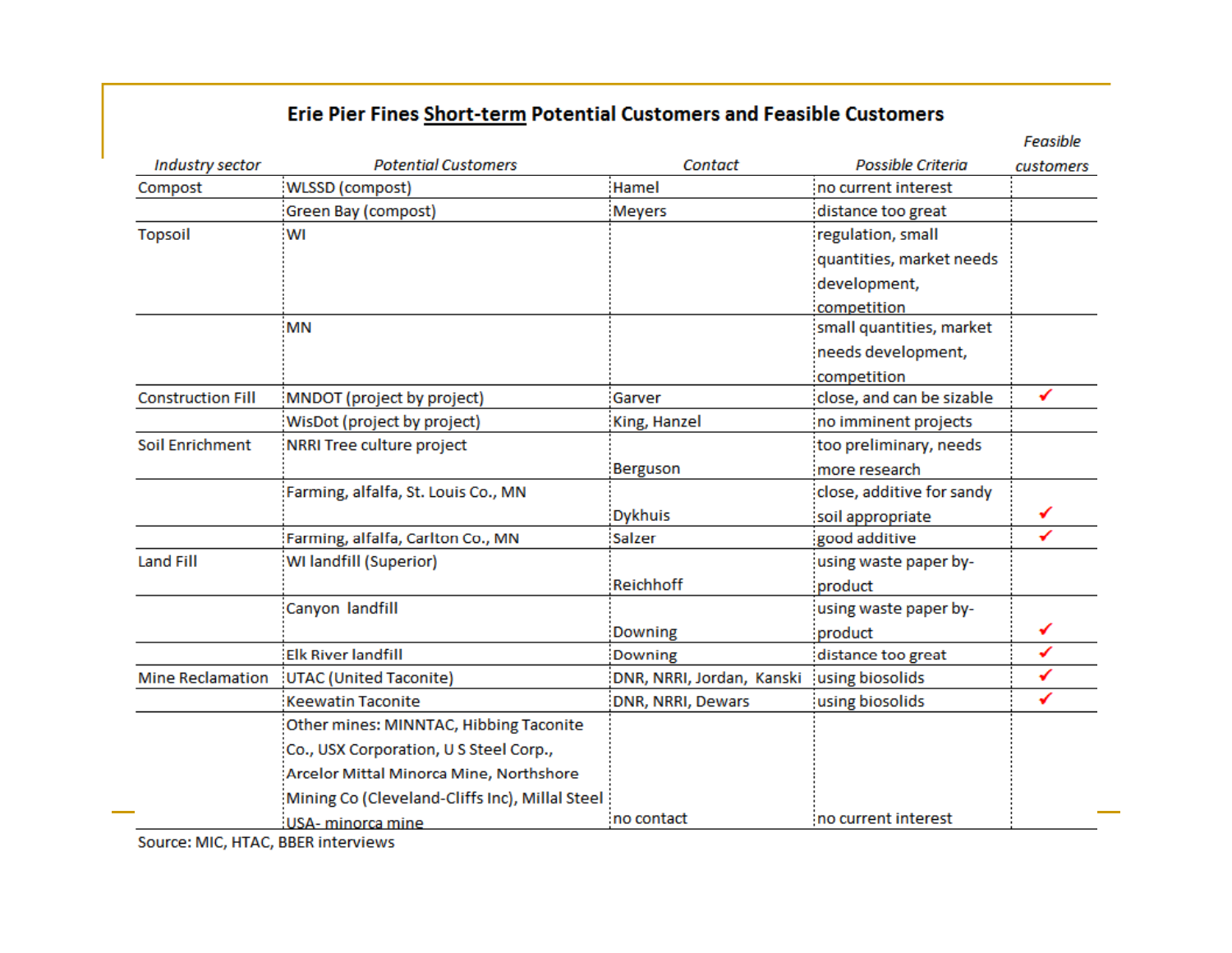## Erie Pier Fines Short-term Potential Customers and Feasible Customers

| *Industry sector* | *Potential Customers* | *Contact* | *Possible Criteria* | *Feasible customers* |
|---|---|---|---|---|
| Compost | WLSSD (compost) | Hamel | no current interest | |
| | Green Bay (compost) | Meyers | distance too great | |
| Topsoil | WI | | regulation, small quantities, market needs development, competition | |
| | MN | | small quantities, market needs development, competition | |
| Construction Fill | MNDOT (project by project) | Garver | close, and can be sizable | ✓ |
| | WisDot (project by project) | King, Hanzel | no imminent projects | |
| Soil Enrichment | NRRI Tree culture project | Berguson | too preliminary, needs more research | |
| | Farming, alfalfa, St. Louis Co., MN | Dykhuis | close, additive for sandy soil appropriate | ✓ |
| | Farming, alfalfa, Carlton Co., MN | Salzer | good additive | ✓ |
| Land Fill | WI landfill (Superior) | Reichhoff | using waste paper by-product | |
| | Canyon landfill | Downing | using waste paper by-product | ✓ |
| | Elk River landfill | Downing | distance too great | ✓ |
| Mine Reclamation | UTAC (United Taconite) | DNR, NRRI, Jordan, Kanski | using biosolids | ✓ |
| | Keewatin Taconite | DNR, NRRI, Dewars | using biosolids | ✓ |
| | Other mines: MINNTAC, Hibbing Taconite Co., USX Corporation, U S Steel Corp., Arcelor Mittal Minorca Mine, Northshore Mining Co (Cleveland-Cliffs Inc), Millal Steel USA- minorca mine | no contact | no current interest | |

Source: MIC, HTAC, BBER interviews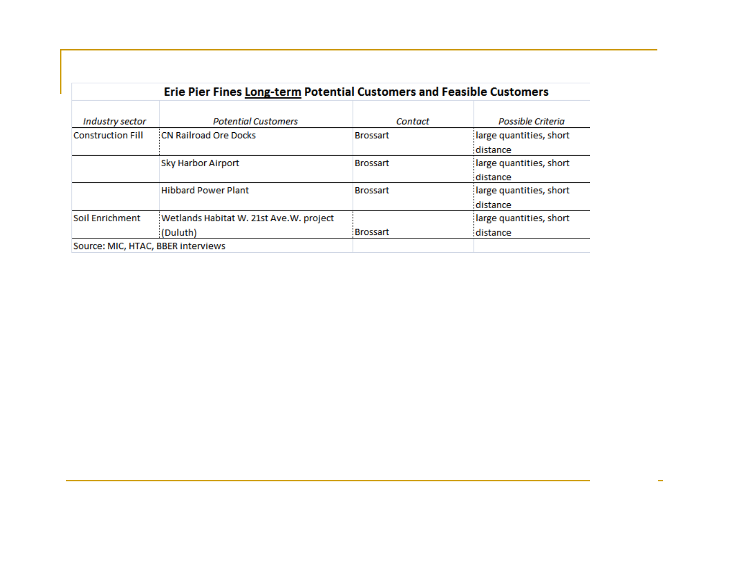**Erie Pier Fines Long-term Potential Customers and Feasible Customers**

| *Industry sector* | *Potential Customers* | *Contact* | *Possible Criteria* |
|---|---|---|---|
| Construction Fill | CN Railroad Ore Docks | Brossart | large quantities, short distance |
| | Sky Harbor Airport | Brossart | large quantities, short distance |
| | Hibbard Power Plant | Brossart | large quantities, short distance |
| Soil Enrichment | Wetlands Habitat W. 21st Ave.W. project (Duluth) | Brossart | large quantities, short distance |

Source: MIC, HTAC, BBER interviews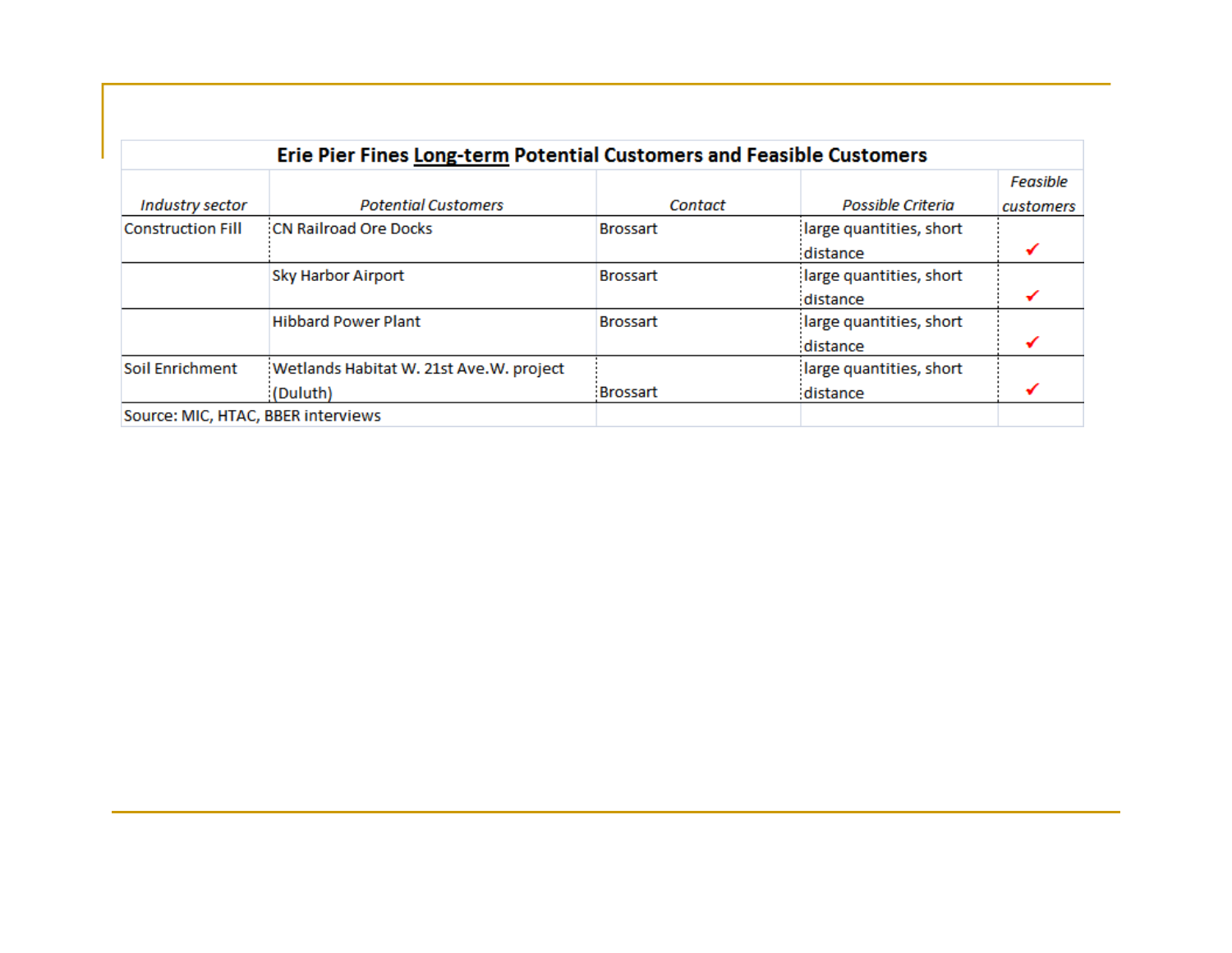**Erie Pier Fines Long-term Potential Customers and Feasible Customers**

| *Industry sector* | *Potential Customers* | *Contact* | *Possible Criteria* | *Feasible customers* |
|---|---|---|---|---|
| Construction Fill | CN Railroad Ore Docks | Brossart | large quantities, short distance | ✓ |
| | Sky Harbor Airport | Brossart | large quantities, short distance | ✓ |
| | Hibbard Power Plant | Brossart | large quantities, short distance | ✓ |
| Soil Enrichment | Wetlands Habitat W. 21st Ave.W. project (Duluth) | Brossart | large quantities, short distance | ✓ |

Source: MIC, HTAC, BBER interviews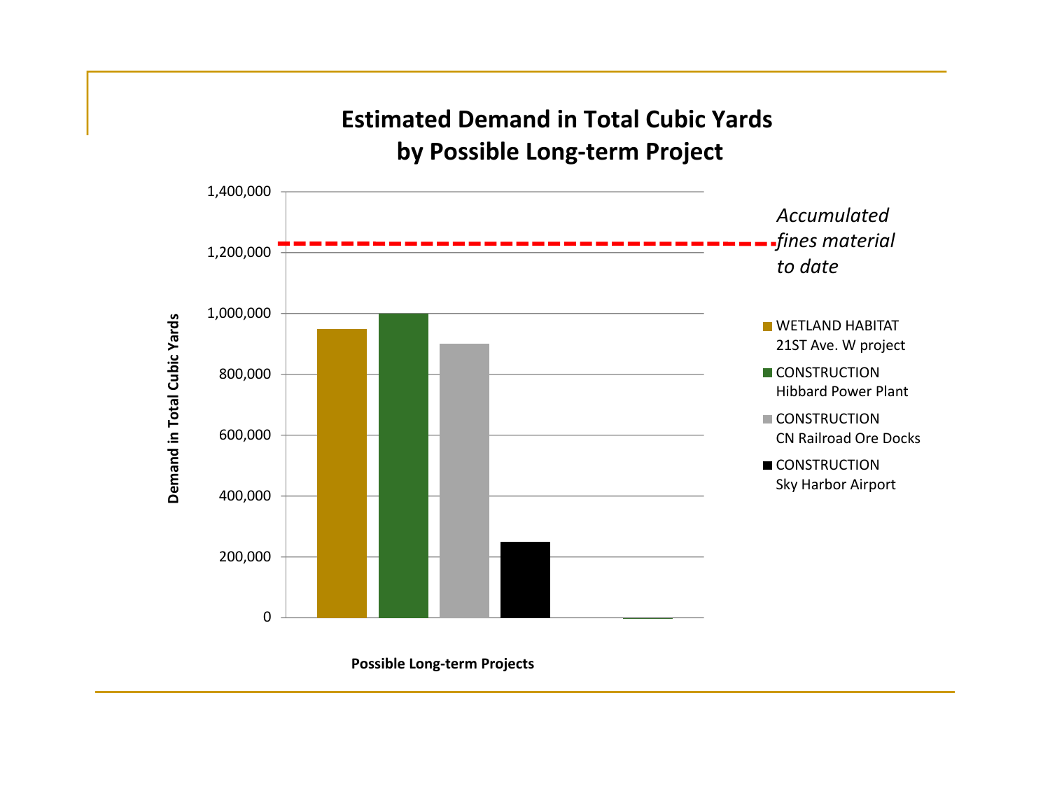## Estimated Demand in Total Cubic Yards by Possible Long-term Project

Demand in Total Cubic Yards

Possible Long-term Projects

*Accumulated fines material to date*

| Project | Estimated Demand (Total Cubic Yards) |
|---|---|
| WETLAND HABITAT 21ST Ave. W project | ~950,000 |
| CONSTRUCTION Hibbard Power Plant | ~1,000,000 |
| CONSTRUCTION CN Railroad Ore Docks | ~900,000 |
| CONSTRUCTION Sky Harbor Airport | ~250,000 |
| Accumulated fines material to date | ~1,230,000 |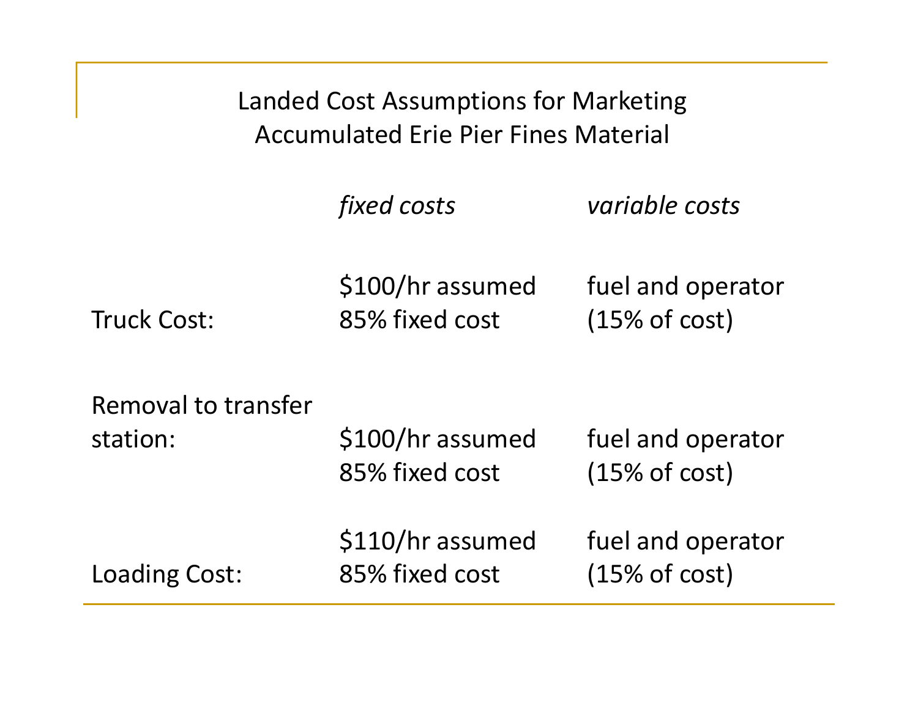# Landded Cost Assumptions for Marketing Accumulated Erie Pier Fines Material

|  | *fixed costs* | *variable costs* |
|---|---|---|
| Truck Cost: | $100/hr assumed 85% fixed cost | fuel and operator (15% of cost) |
| Removal to transfer station: | $100/hr assumed 85% fixed cost | fuel and operator (15% of cost) |
| Loading Cost: | $110/hr assumed 85% fixed cost | fuel and operator (15% of cost) |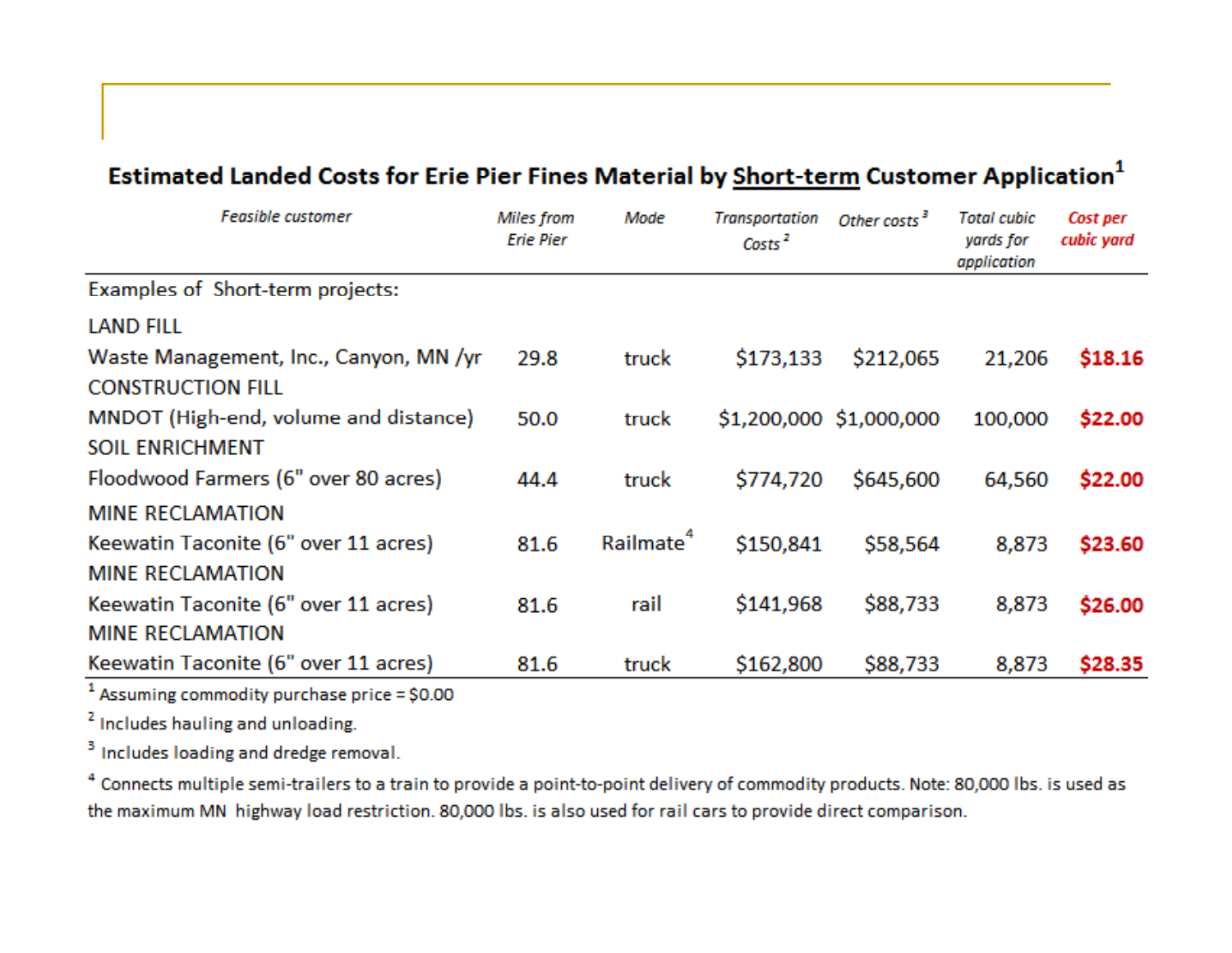## Estimated Landed Costs for Erie Pier Fines Material by Short-term Customer Application[1]

| *Feasible customer* | *Miles from Erie Pier* | *Mode* | *Transportation Costs*[2] | *Other costs*[3] | *Total cubic yards for application* | *Cost per cubic yard* |
|---|---|---|---|---|---|---|
| Examples of Short-term projects: | | | | | | |
| LAND FILL | | | | | | |
| Waste Management, Inc., Canyon, MN /yr | 29.8 | truck | $173,133 | $212,065 | 21,206 | **$18.16** |
| CONSTRUCTION FILL | | | | | | |
| MNDOT (High-end, volume and distance) | 50.0 | truck | $1,200,000 | $1,000,000 | 100,000 | **$22.00** |
| SOIL ENRICHMENT | | | | | | |
| Floodwood Farmers (6" over 80 acres) | 44.4 | truck | $774,720 | $645,600 | 64,560 | **$22.00** |
| MINE RECLAMATION | | | | | | |
| Keewatin Taconite (6" over 11 acres) | 81.6 | Railmate[4] | $150,841 | $58,564 | 8,873 | **$23.60** |
| MINE RECLAMATION | | | | | | |
| Keewatin Taconite (6" over 11 acres) | 81.6 | rail | $141,968 | $88,733 | 8,873 | **$26.00** |
| MINE RECLAMATION | | | | | | |
| Keewatin Taconite (6" over 11 acres) | 81.6 | truck | $162,800 | $88,733 | 8,873 | **$28.35** |

[1] Assuming commodity purchase price = $0.00

[2] Includes hauling and unloading.

[3] Includes loading and dredge removal.

[4] Connects multiple semi-trailers to a train to provide a point-to-point delivery of commodity products. Note: 80,000 lbs. is used as the maximum MN highway load restriction. 80,000 lbs. is also used for rail cars to provide direct comparison.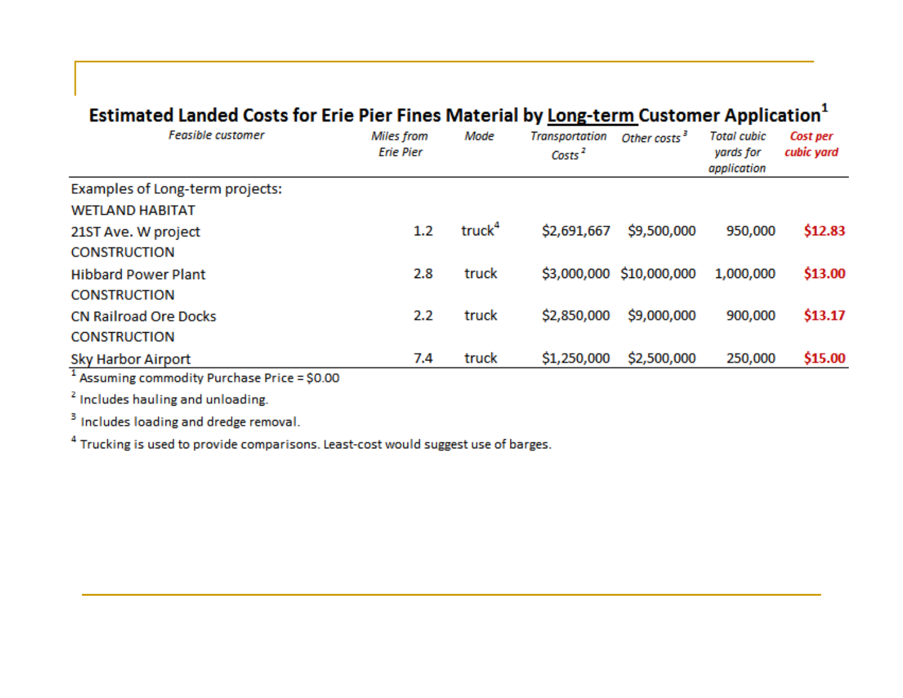## Estimated Landed Costs for Erie Pier Fines Material by Long-term Customer Application[1]

| *Feasible customer* | *Miles from Erie Pier* | *Mode* | *Transportation Costs*[2] | *Other costs*[3] | *Total cubic yards for application* | *Cost per cubic yard* |
|---|---|---|---|---|---|---|
| Examples of Long-term projects: | | | | | | |
| WETLAND HABITAT | | | | | | |
| 21ST Ave. W project | 1.2 | truck[4] | $2,691,667 | $9,500,000 | 950,000 | $12.83 |
| CONSTRUCTION | | | | | | |
| Hibbard Power Plant | 2.8 | truck | $3,000,000 | $10,000,000 | 1,000,000 | $13.00 |
| CONSTRUCTION | | | | | | |
| CN Railroad Ore Docks | 2.2 | truck | $2,850,000 | $9,000,000 | 900,000 | $13.17 |
| CONSTRUCTION | | | | | | |
| Sky Harbor Airport | 7.4 | truck | $1,250,000 | $2,500,000 | 250,000 | $15.00 |

[1] Assuming commodity Purchase Price = $0.00

[2] Includes hauling and unloading.

[3] Includes loading and dredge removal.

[4] Trucking is used to provide comparisons. Least-cost would suggest use of barges.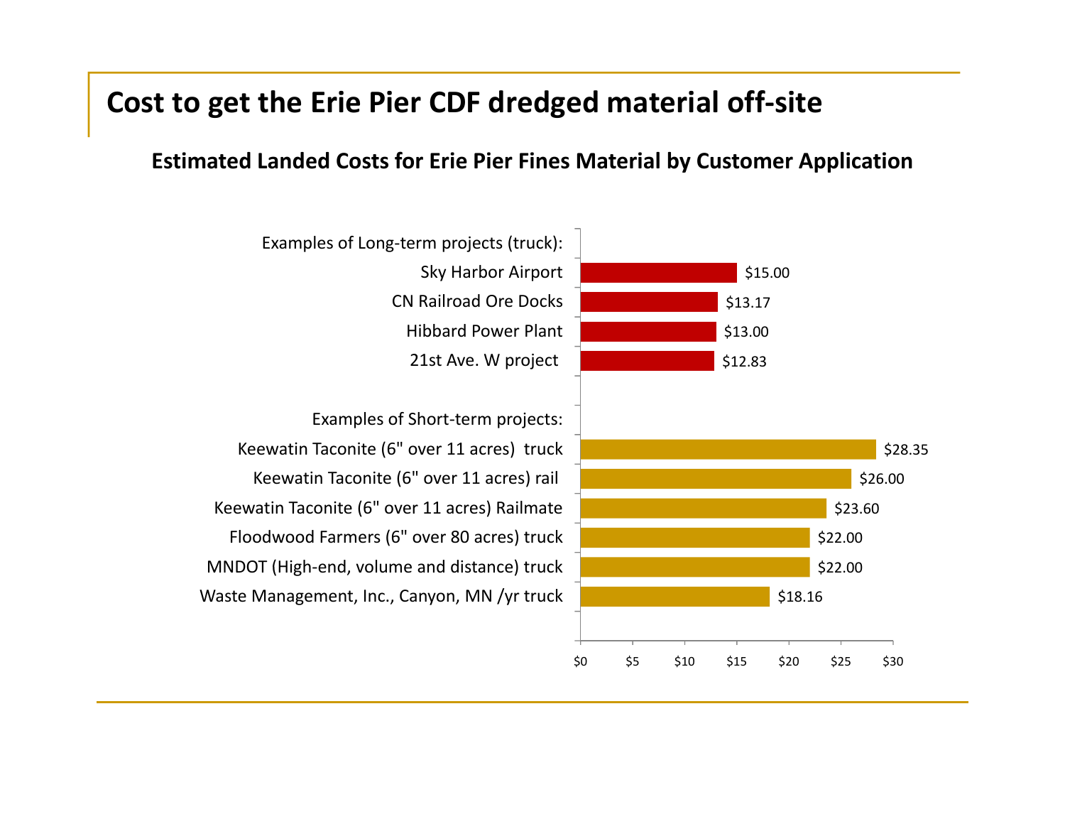# Cost to get the Erie Pier CDF dredged material off-site

**Estimated Landed Costs for Erie Pier Fines Material by Customer Application**

| Customer Application | Estimated Landed Cost |
|---|---|
| **Examples of Long-term projects (truck):** | |
| Sky Harbor Airport | $15.00 |
| CN Railroad Ore Docks | $13.17 |
| Hibbard Power Plant | $13.00 |
| 21st Ave. W project | $12.83 |
| **Examples of Short-term projects:** | |
| Keewatin Taconite (6" over 11 acres) truck | $28.35 |
| Keewatin Taconite (6" over 11 acres) rail | $26.00 |
| Keewatin Taconite (6" over 11 acres) Railmate | $23.60 |
| Floodwood Farmers (6" over 80 acres) truck | $22.00 |
| MNDOT (High-end, volume and distance) truck | $22.00 |
| Waste Management, Inc., Canyon, MN /yr truck | $18.16 |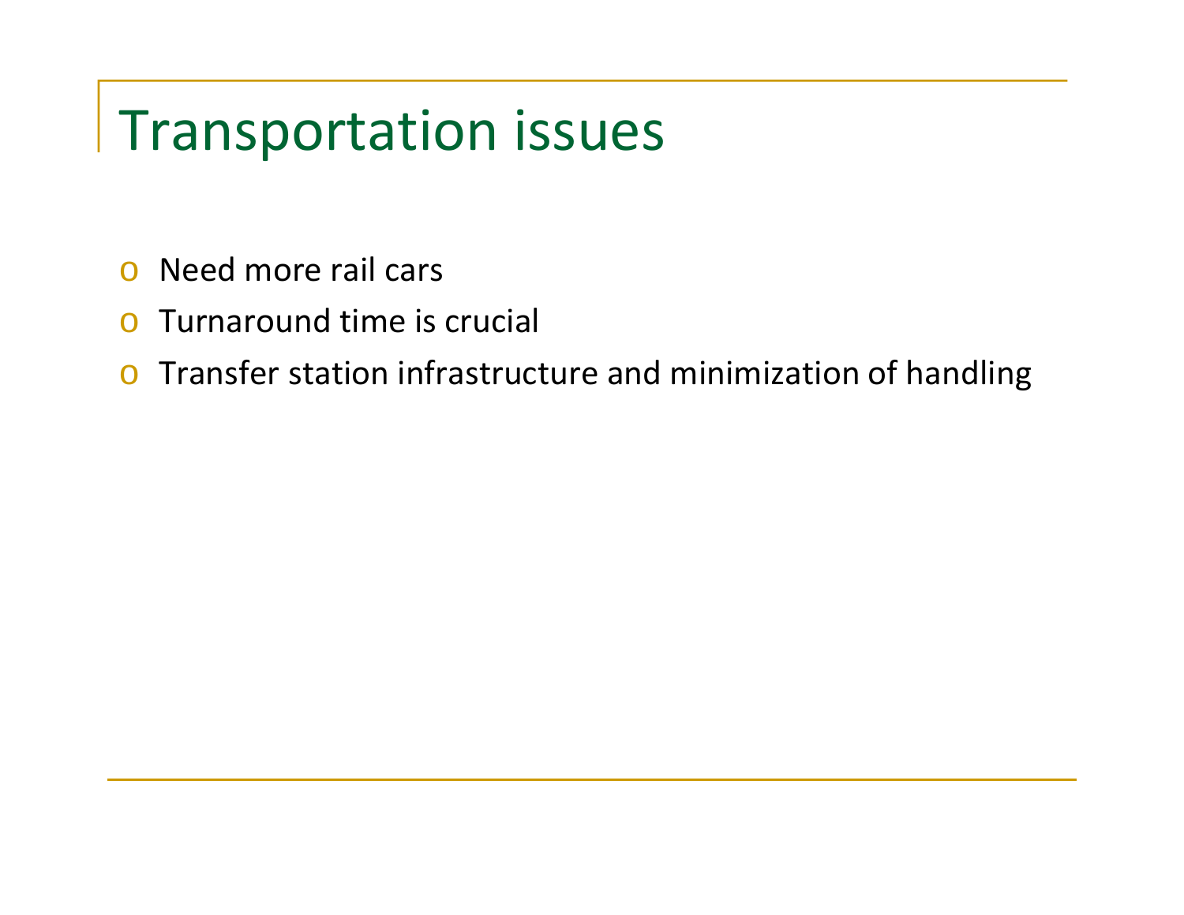# Transportation issues

- Need more rail cars
- Turnaround time is crucial
- Transfer station infrastructure and minimization of handling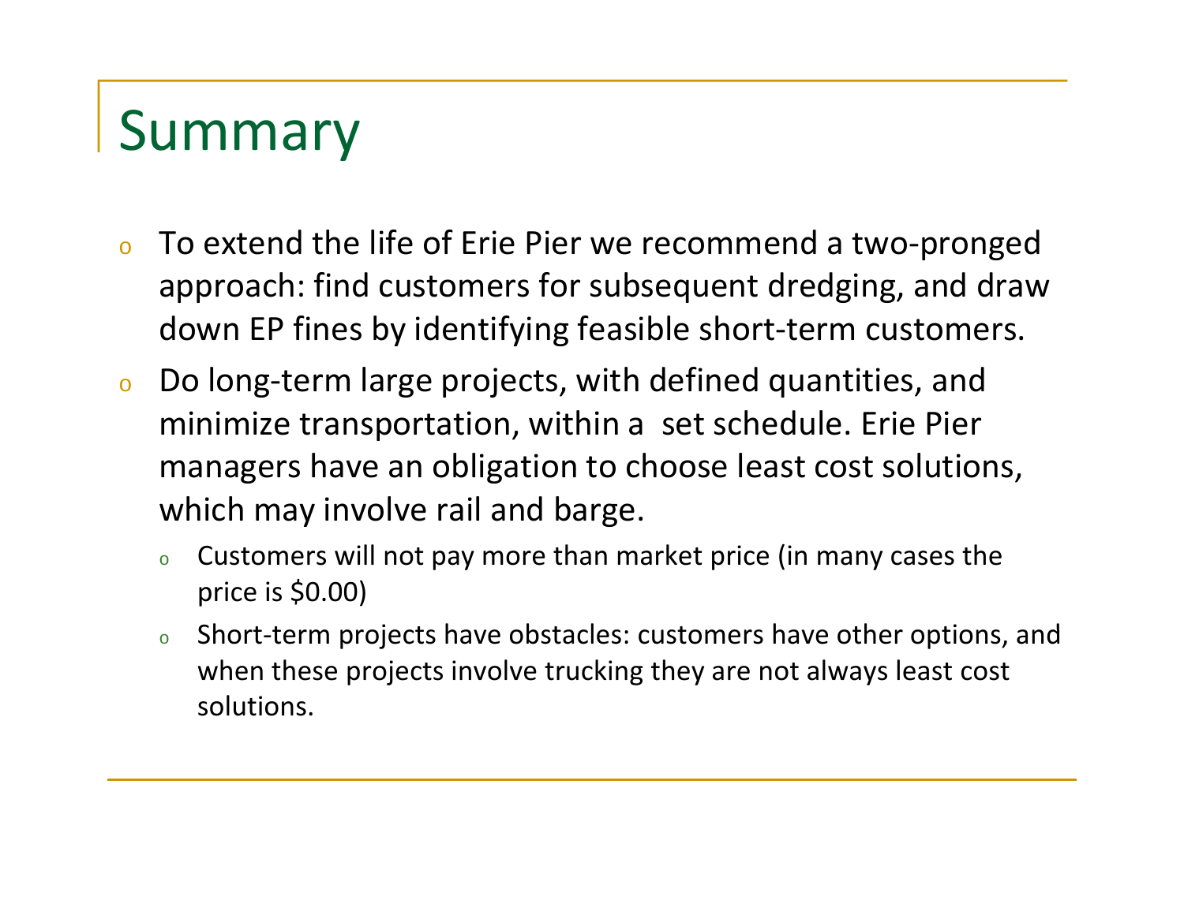# Summary

- To extend the life of Erie Pier we recommend a two-pronged approach: find customers for subsequent dredging, and draw down EP fines by identifying feasible short-term customers.
- Do long-term large projects, with defined quantities, and minimize transportation, within a  set schedule. Erie Pier managers have an obligation to choose least cost solutions, which may involve rail and barge.
  - Customers will not pay more than market price (in many cases the price is $0.00)
  - Short-term projects have obstacles: customers have other options, and when these projects involve trucking they are not always least cost solutions.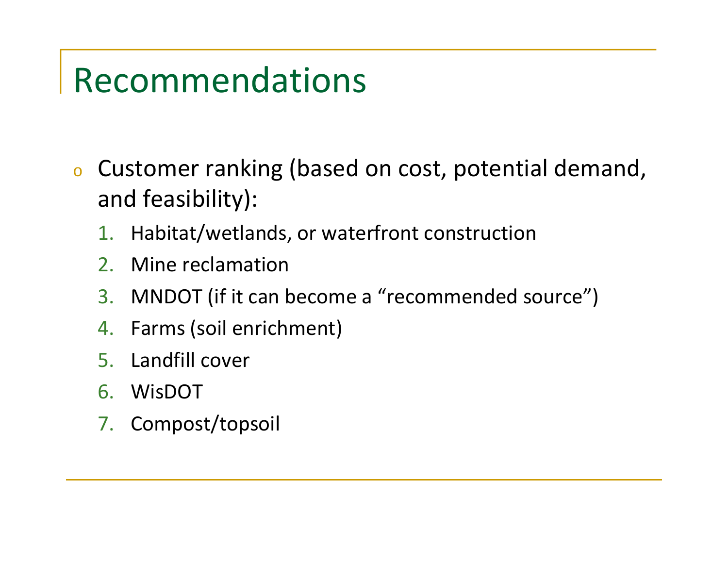# Recommendations

- Customer ranking (based on cost, potential demand, and feasibility):
  1. Habitat/wetlands, or waterfront construction
  2. Mine reclamation
  3. MNDOT (if it can become a "recommended source")
  4. Farms (soil enrichment)
  5. Landfill cover
  6. WisDOT
  7. Compost/topsoil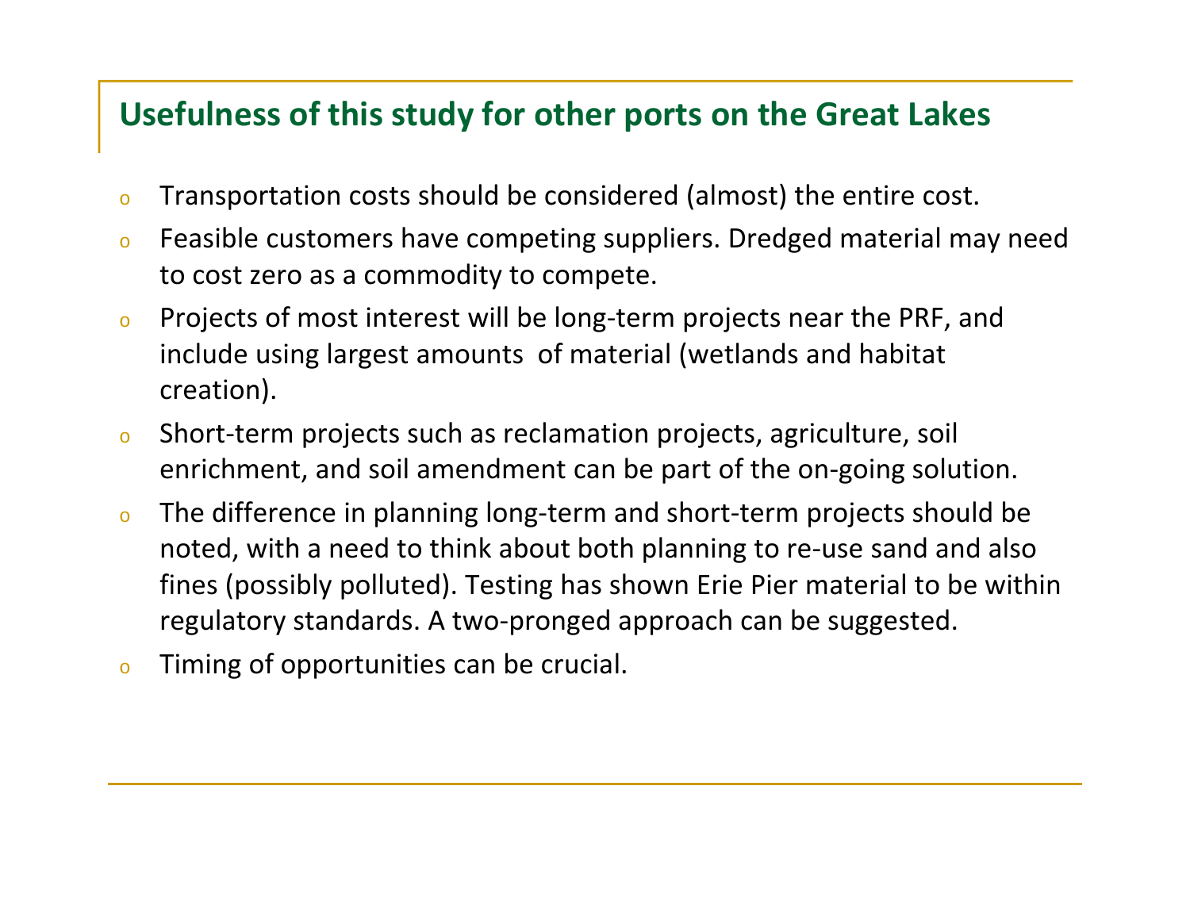## Usefulness of this study for other ports on the Great Lakes

- Transportation costs should be considered (almost) the entire cost.
- Feasible customers have competing suppliers. Dredged material may need to cost zero as a commodity to compete.
- Projects of most interest will be long-term projects near the PRF, and include using largest amounts of material (wetlands and habitat creation).
- Short-term projects such as reclamation projects, agriculture, soil enrichment, and soil amendment can be part of the on-going solution.
- The difference in planning long-term and short-term projects should be noted, with a need to think about both planning to re-use sand and also fines (possibly polluted). Testing has shown Erie Pier material to be within regulatory standards. A two-pronged approach can be suggested.
- Timing of opportunities can be crucial.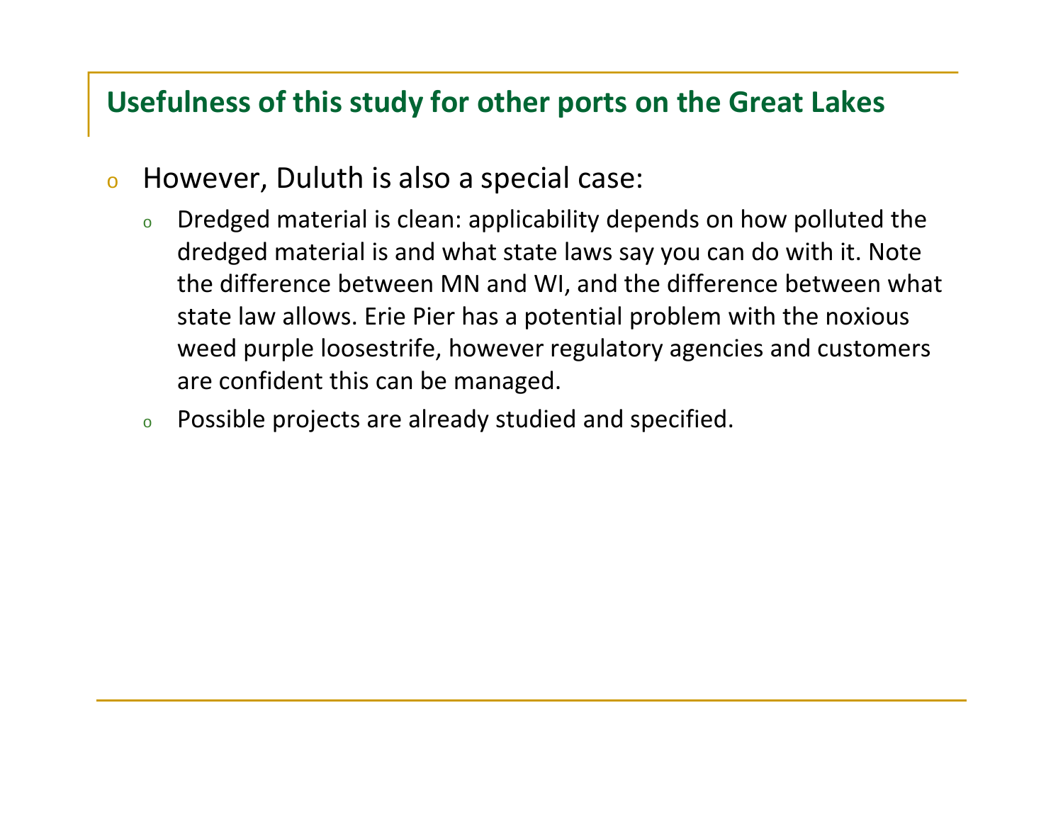## Usefulness of this study for other ports on the Great Lakes

- However, Duluth is also a special case:
  - Dredged material is clean: applicability depends on how polluted the dredged material is and what state laws say you can do with it. Note the difference between MN and WI, and the difference between what state law allows. Erie Pier has a potential problem with the noxious weed purple loosestrife, however regulatory agencies and customers are confident this can be managed.
  - Possible projects are already studied and specified.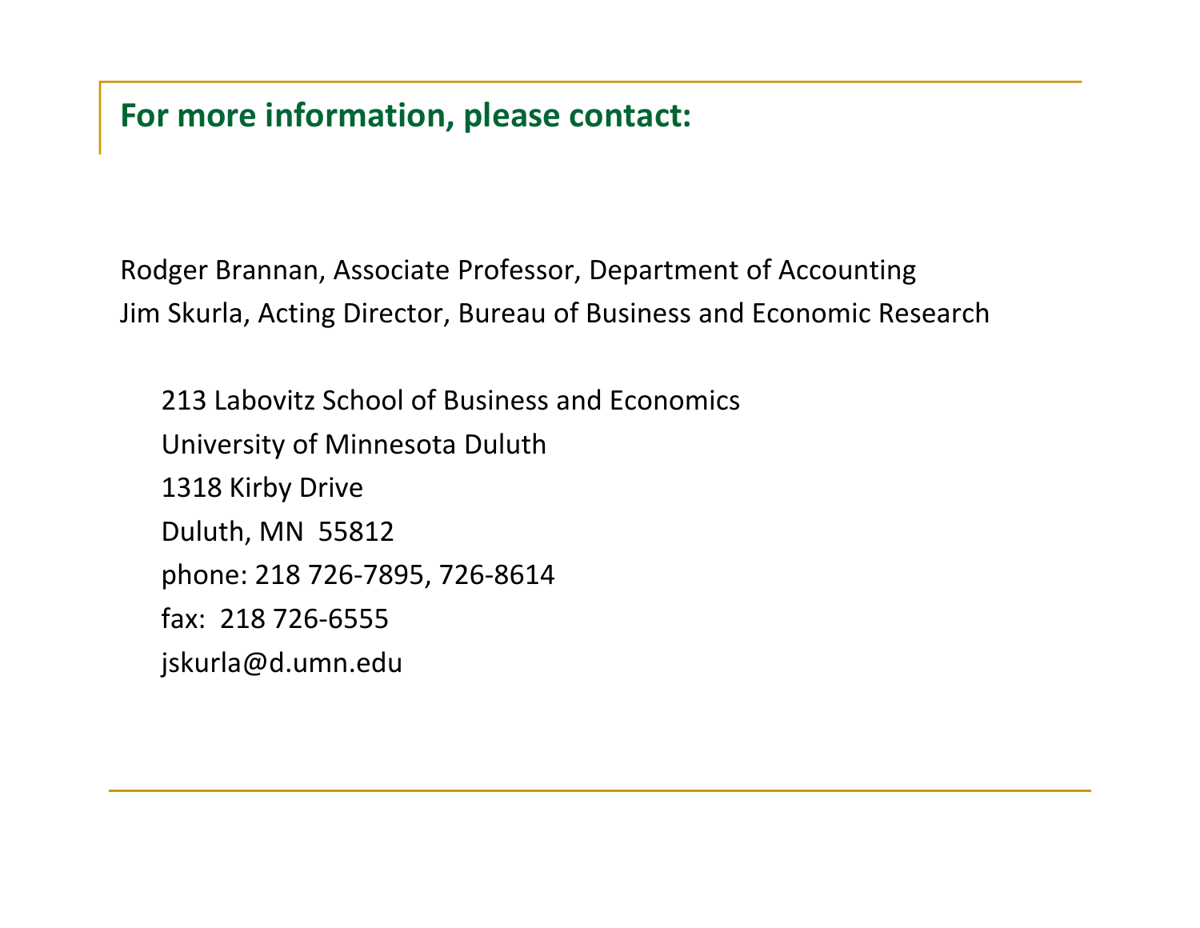## For more information, please contact:

Rodger Brannan, Associate Professor, Department of Accounting
Jim Skurla, Acting Director, Bureau of Business and Economic Research

213 Labovitz School of Business and Economics
University of Minnesota Duluth
1318 Kirby Drive
Duluth, MN 55812
phone: 218 726-7895, 726-8614
fax: 218 726-6555
jskurla@d.umn.edu